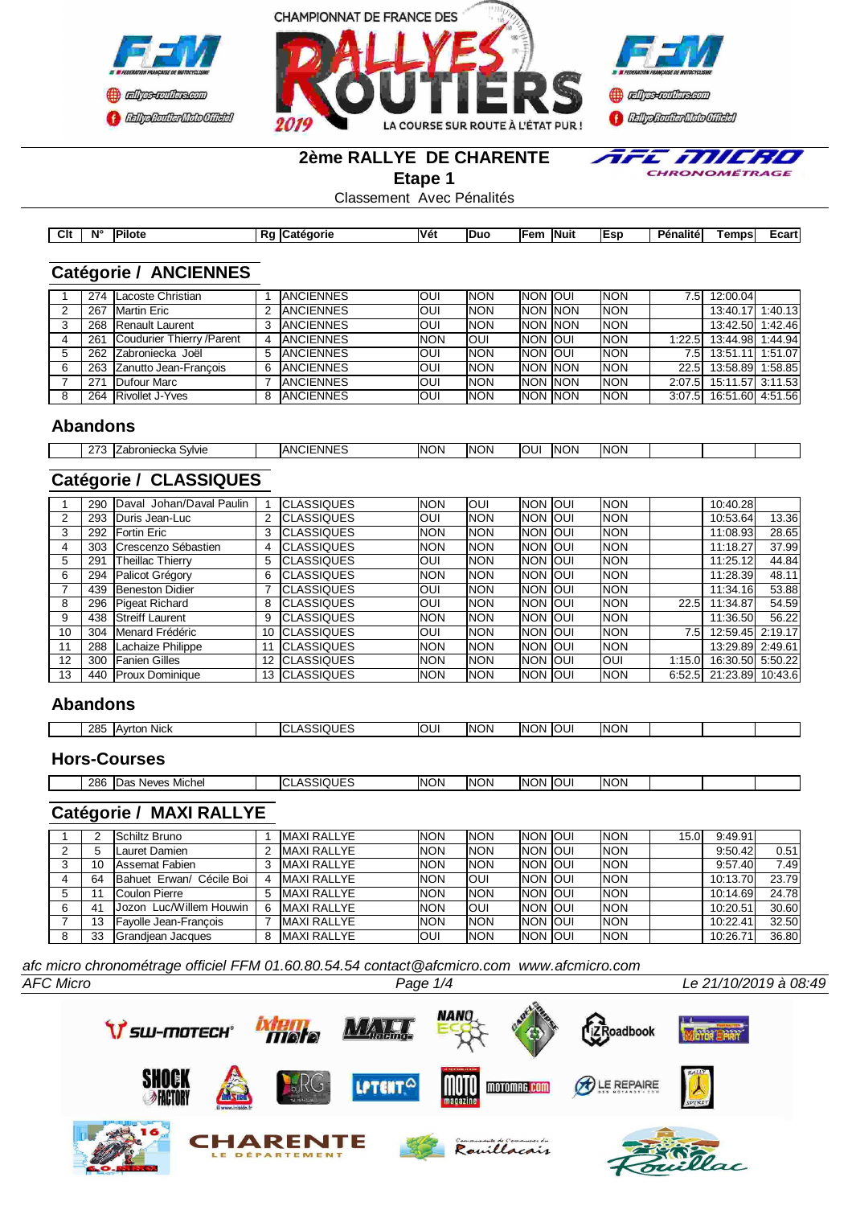CHAMPIONNAT DE FRANCE DES RALLYES ROUTIERS 2019

LA COURSE SUR ROUTE À L'ÉTAT PUR !

# 2ème RALLYE DE CHARENTE

## Etape 1

Classement Avec Pénalités

AFC MICRO CHRONOMÉTRAGE

## Catégorie / ANCIENNES

| Clt | N° | Pilote | Rg | Catégorie | Vét | Duo | Fem | Nuit | Esp | Pénalité | Temps | Ecart |
|---|---|---|---|---|---|---|---|---|---|---|---|---|
| 1 | 274 | Lacoste Christian | 1 | ANCIENNES | OUI | NON | NON | OUI | NON | 7.5 | 12:00.04 | |
| 2 | 267 | Martin Eric | 2 | ANCIENNES | OUI | NON | NON | NON | NON | | 13:40.17 | 1:40.13 |
| 3 | 268 | Renault Laurent | 3 | ANCIENNES | OUI | NON | NON | NON | NON | | 13:42.50 | 1:42.46 |
| 4 | 261 | Coudurier Thierry /Parent | 4 | ANCIENNES | NON | OUI | NON | OUI | NON | 1:22.5 | 13:44.98 | 1:44.94 |
| 5 | 262 | Zabroniecka Joël | 5 | ANCIENNES | OUI | NON | NON | OUI | NON | 7.5 | 13:51.11 | 1:51.07 |
| 6 | 263 | Zanutto Jean-François | 6 | ANCIENNES | OUI | NON | NON | NON | NON | 22.5 | 13:58.89 | 1:58.85 |
| 7 | 271 | Dufour Marc | 7 | ANCIENNES | OUI | NON | NON | NON | NON | 2:07.5 | 15:11.57 | 3:11.53 |
| 8 | 264 | Rivollet J-Yves | 8 | ANCIENNES | OUI | NON | NON | NON | NON | 3:07.5 | 16:51.60 | 4:51.56 |

### Abandons

| Clt | N° | Pilote | Rg | Catégorie | Vét | Duo | Fem | Nuit | Esp | Pénalité | Temps | Ecart |
|---|---|---|---|---|---|---|---|---|---|---|---|---|
| | 273 | Zabroniecka Sylvie | | ANCIENNES | NON | NON | OUI | NON | NON | | | |

## Catégorie / CLASSIQUES

| Clt | N° | Pilote | Rg | Catégorie | Vét | Duo | Fem | Nuit | Esp | Pénalité | Temps | Ecart |
|---|---|---|---|---|---|---|---|---|---|---|---|---|
| 1 | 290 | Daval Johan/Daval Paulin | 1 | CLASSIQUES | NON | OUI | NON | OUI | NON | | 10:40.28 | |
| 2 | 293 | Duris Jean-Luc | 2 | CLASSIQUES | OUI | NON | NON | OUI | NON | | 10:53.64 | 13.36 |
| 3 | 292 | Fortin Eric | 3 | CLASSIQUES | NON | NON | NON | OUI | NON | | 11:08.93 | 28.65 |
| 4 | 303 | Crescenzo Sébastien | 4 | CLASSIQUES | NON | NON | NON | OUI | NON | | 11:18.27 | 37.99 |
| 5 | 291 | Theillac Thierry | 5 | CLASSIQUES | OUI | NON | NON | OUI | NON | | 11:25.12 | 44.84 |
| 6 | 294 | Palicot Grégory | 6 | CLASSIQUES | NON | NON | NON | OUI | NON | | 11:28.39 | 48.11 |
| 7 | 439 | Beneston Didier | 7 | CLASSIQUES | OUI | NON | NON | OUI | NON | | 11:34.16 | 53.88 |
| 8 | 296 | Pigeat Richard | 8 | CLASSIQUES | OUI | NON | NON | OUI | NON | 22.5 | 11:34.87 | 54.59 |
| 9 | 438 | Streiff Laurent | 9 | CLASSIQUES | NON | NON | NON | OUI | NON | | 11:36.50 | 56.22 |
| 10 | 304 | Menard Frédéric | 10 | CLASSIQUES | OUI | NON | NON | OUI | NON | 7.5 | 12:59.45 | 2:19.17 |
| 11 | 288 | Lachaize Philippe | 11 | CLASSIQUES | NON | NON | NON | OUI | NON | | 13:29.89 | 2:49.61 |
| 12 | 300 | Fanien Gilles | 12 | CLASSIQUES | NON | NON | NON | OUI | OUI | 1:15.0 | 16:30.50 | 5:50.22 |
| 13 | 440 | Proux Dominique | 13 | CLASSIQUES | NON | NON | NON | OUI | NON | 6:52.5 | 21:23.89 | 10:43.6 |

### Abandons

| Clt | N° | Pilote | Rg | Catégorie | Vét | Duo | Fem | Nuit | Esp | Pénalité | Temps | Ecart |
|---|---|---|---|---|---|---|---|---|---|---|---|---|
| | 285 | Ayrton Nick | | CLASSIQUES | OUI | NON | NON | OUI | NON | | | |

### Hors-Courses

| Clt | N° | Pilote | Rg | Catégorie | Vét | Duo | Fem | Nuit | Esp | Pénalité | Temps | Ecart |
|---|---|---|---|---|---|---|---|---|---|---|---|---|
| | 286 | Das Neves Michel | | CLASSIQUES | NON | NON | NON | OUI | NON | | | |

## Catégorie / MAXI RALLYE

| Clt | N° | Pilote | Rg | Catégorie | Vét | Duo | Fem | Nuit | Esp | Pénalité | Temps | Ecart |
|---|---|---|---|---|---|---|---|---|---|---|---|---|
| 1 | 2 | Schiltz Bruno | 1 | MAXI RALLYE | NON | NON | NON | OUI | NON | 15.0 | 9:49.91 | |
| 2 | 5 | Lauret Damien | 2 | MAXI RALLYE | NON | NON | NON | OUI | NON | | 9:50.42 | 0.51 |
| 3 | 10 | Assemat Fabien | 3 | MAXI RALLYE | NON | NON | NON | OUI | NON | | 9:57.40 | 7.49 |
| 4 | 64 | Bahuet Erwan/ Cécile Boi | 4 | MAXI RALLYE | NON | OUI | NON | OUI | NON | | 10:13.70 | 23.79 |
| 5 | 11 | Coulon Pierre | 5 | MAXI RALLYE | NON | NON | NON | OUI | NON | | 10:14.69 | 24.78 |
| 6 | 41 | Jozon Luc/Willem Houwin | 6 | MAXI RALLYE | NON | OUI | NON | OUI | NON | | 10:20.51 | 30.60 |
| 7 | 13 | Fayolle Jean-François | 7 | MAXI RALLYE | NON | NON | NON | OUI | NON | | 10:22.41 | 32.50 |
| 8 | 33 | Grandjean Jacques | 8 | MAXI RALLYE | OUI | NON | NON | OUI | NON | | 10:26.71 | 36.80 |

*afc micro chronométrage officiel FFM 01.60.80.54.54 contact@afcmicro.com www.afcmicro.com*

*AFC Micro* — *Le 21/10/2019 à 08:49*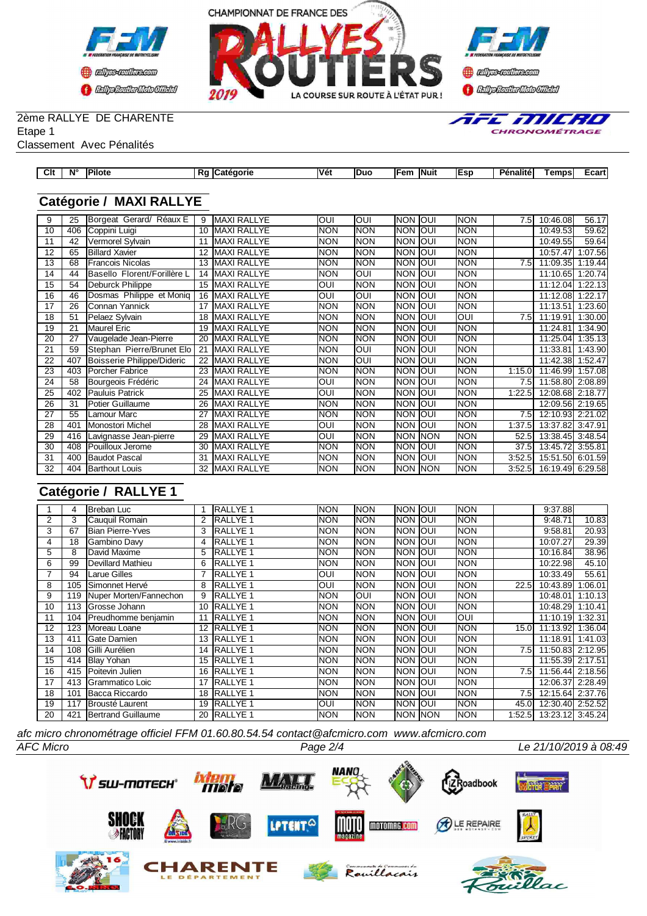2ème RALLYE DE CHARENTE
Etape 1
Classement Avec Pénalités

## Catégorie / MAXI RALLYE

| Clt | N° | Pilote | Rg | Catégorie | Vét | Duo | Fem | Nuit | Esp | Pénalité | Temps | Ecart |
|---|---|---|---|---|---|---|---|---|---|---|---|---|
| 9 | 25 | Borgeat Gerard/ Réaux E | 9 | MAXI RALLYE | OUI | OUI | NON | OUI | NON | 7.5 | 10:46.08 | 56.17 |
| 10 | 406 | Coppini Luigi | 10 | MAXI RALLYE | NON | NON | NON | OUI | NON | | 10:49.53 | 59.62 |
| 11 | 42 | Vermorel Sylvain | 11 | MAXI RALLYE | NON | NON | NON | OUI | NON | | 10:49.55 | 59.64 |
| 12 | 65 | Billard Xavier | 12 | MAXI RALLYE | NON | NON | NON | OUI | NON | | 10:57.47 | 1:07.56 |
| 13 | 68 | Francois Nicolas | 13 | MAXI RALLYE | NON | NON | NON | OUI | NON | 7.5 | 11:09.35 | 1:19.44 |
| 14 | 44 | Basello Florent/Forillère L | 14 | MAXI RALLYE | NON | OUI | NON | OUI | NON | | 11:10.65 | 1:20.74 |
| 15 | 54 | Deburck Philippe | 15 | MAXI RALLYE | OUI | NON | NON | OUI | NON | | 11:12.04 | 1:22.13 |
| 16 | 46 | Dosmas Philippe et Moniq | 16 | MAXI RALLYE | OUI | OUI | NON | OUI | NON | | 11:12.08 | 1:22.17 |
| 17 | 26 | Connan Yannick | 17 | MAXI RALLYE | NON | NON | NON | OUI | NON | | 11:13.51 | 1:23.60 |
| 18 | 51 | Pelaez Sylvain | 18 | MAXI RALLYE | NON | NON | NON | OUI | OUI | 7.5 | 11:19.91 | 1:30.00 |
| 19 | 21 | Maurel Eric | 19 | MAXI RALLYE | NON | NON | NON | OUI | NON | | 11:24.81 | 1:34.90 |
| 20 | 27 | Vaugelade Jean-Pierre | 20 | MAXI RALLYE | NON | NON | NON | OUI | NON | | 11:25.04 | 1:35.13 |
| 21 | 59 | Stephan Pierre/Brunet Elo | 21 | MAXI RALLYE | NON | OUI | NON | OUI | NON | | 11:33.81 | 1:43.90 |
| 22 | 407 | Boisserie Philippe/Dideric | 22 | MAXI RALLYE | NON | OUI | NON | OUI | NON | | 11:42.38 | 1:52.47 |
| 23 | 403 | Porcher Fabrice | 23 | MAXI RALLYE | NON | NON | NON | OUI | NON | 1:15.0 | 11:46.99 | 1:57.08 |
| 24 | 58 | Bourgeois Frédéric | 24 | MAXI RALLYE | OUI | NON | NON | OUI | NON | 7.5 | 11:58.80 | 2:08.89 |
| 25 | 402 | Pauluis Patrick | 25 | MAXI RALLYE | OUI | NON | NON | OUI | NON | 1:22.5 | 12:08.68 | 2:18.77 |
| 26 | 31 | Potier Guillaume | 26 | MAXI RALLYE | NON | NON | NON | OUI | NON | | 12:09.56 | 2:19.65 |
| 27 | 55 | Lamour Marc | 27 | MAXI RALLYE | NON | NON | NON | OUI | NON | 7.5 | 12:10.93 | 2:21.02 |
| 28 | 401 | Monostori Michel | 28 | MAXI RALLYE | OUI | NON | NON | OUI | NON | 1:37.5 | 13:37.82 | 3:47.91 |
| 29 | 416 | Lavignasse Jean-pierre | 29 | MAXI RALLYE | OUI | NON | NON | NON | NON | 52.5 | 13:38.45 | 3:48.54 |
| 30 | 408 | Pouilloux Jerome | 30 | MAXI RALLYE | NON | NON | NON | OUI | NON | 37.5 | 13:45.72 | 3:55.81 |
| 31 | 400 | Baudot Pascal | 31 | MAXI RALLYE | NON | NON | NON | OUI | NON | 3:52.5 | 15:51.50 | 6:01.59 |
| 32 | 404 | Barthout Louis | 32 | MAXI RALLYE | NON | NON | NON | NON | NON | 3:52.5 | 16:19.49 | 6:29.58 |

## Catégorie / RALLYE 1

| Clt | N° | Pilote | Rg | Catégorie | Vét | Duo | Fem | Nuit | Esp | Pénalité | Temps | Ecart |
|---|---|---|---|---|---|---|---|---|---|---|---|---|
| 1 | 4 | Breban Luc | 1 | RALLYE 1 | NON | NON | NON | OUI | NON | | 9:37.88 | |
| 2 | 3 | Cauquil Romain | 2 | RALLYE 1 | NON | NON | NON | OUI | NON | | 9:48.71 | 10.83 |
| 3 | 67 | Bian Pierre-Yves | 3 | RALLYE 1 | NON | NON | NON | OUI | NON | | 9:58.81 | 20.93 |
| 4 | 18 | Gambino Davy | 4 | RALLYE 1 | NON | NON | NON | OUI | NON | | 10:07.27 | 29.39 |
| 5 | 8 | David Maxime | 5 | RALLYE 1 | NON | NON | NON | OUI | NON | | 10:16.84 | 38.96 |
| 6 | 99 | Devillard Mathieu | 6 | RALLYE 1 | NON | NON | NON | OUI | NON | | 10:22.98 | 45.10 |
| 7 | 94 | Larue Gilles | 7 | RALLYE 1 | OUI | NON | NON | OUI | NON | | 10:33.49 | 55.61 |
| 8 | 105 | Simonnet Hervé | 8 | RALLYE 1 | OUI | NON | NON | OUI | NON | 22.5 | 10:43.89 | 1:06.01 |
| 9 | 119 | Nuper Morten/Fannechon | 9 | RALLYE 1 | NON | OUI | NON | OUI | NON | | 10:48.01 | 1:10.13 |
| 10 | 113 | Grosse Johann | 10 | RALLYE 1 | NON | NON | NON | OUI | NON | | 10:48.29 | 1:10.41 |
| 11 | 104 | Preudhomme benjamin | 11 | RALLYE 1 | NON | NON | NON | OUI | OUI | | 11:10.19 | 1:32.31 |
| 12 | 123 | Moreau Loane | 12 | RALLYE 1 | NON | NON | NON | OUI | NON | 15.0 | 11:13.92 | 1:36.04 |
| 13 | 411 | Gate Damien | 13 | RALLYE 1 | NON | NON | NON | OUI | NON | | 11:18.91 | 1:41.03 |
| 14 | 108 | Gilli Aurélien | 14 | RALLYE 1 | NON | NON | NON | OUI | NON | 7.5 | 11:50.83 | 2:12.95 |
| 15 | 414 | Blay Yohan | 15 | RALLYE 1 | NON | NON | NON | OUI | NON | | 11:55.39 | 2:17.51 |
| 16 | 415 | Poitevin Julien | 16 | RALLYE 1 | NON | NON | NON | OUI | NON | 7.5 | 11:56.44 | 2:18.56 |
| 17 | 413 | Grammatico Loic | 17 | RALLYE 1 | NON | NON | NON | OUI | NON | | 12:06.37 | 2:28.49 |
| 18 | 101 | Bacca Riccardo | 18 | RALLYE 1 | NON | NON | NON | OUI | NON | 7.5 | 12:15.64 | 2:37.76 |
| 19 | 117 | Brousté Laurent | 19 | RALLYE 1 | OUI | NON | NON | OUI | NON | 45.0 | 12:30.40 | 2:52.52 |
| 20 | 421 | Bertrand Guillaume | 20 | RALLYE 1 | NON | NON | NON | NON | NON | 1:52.5 | 13:23.12 | 3:45.24 |

*afc micro chronométrage officiel FFM 01.60.80.54.54 contact@afcmicro.com www.afcmicro.com*

AFC Micro — Le 21/10/2019 à 08:49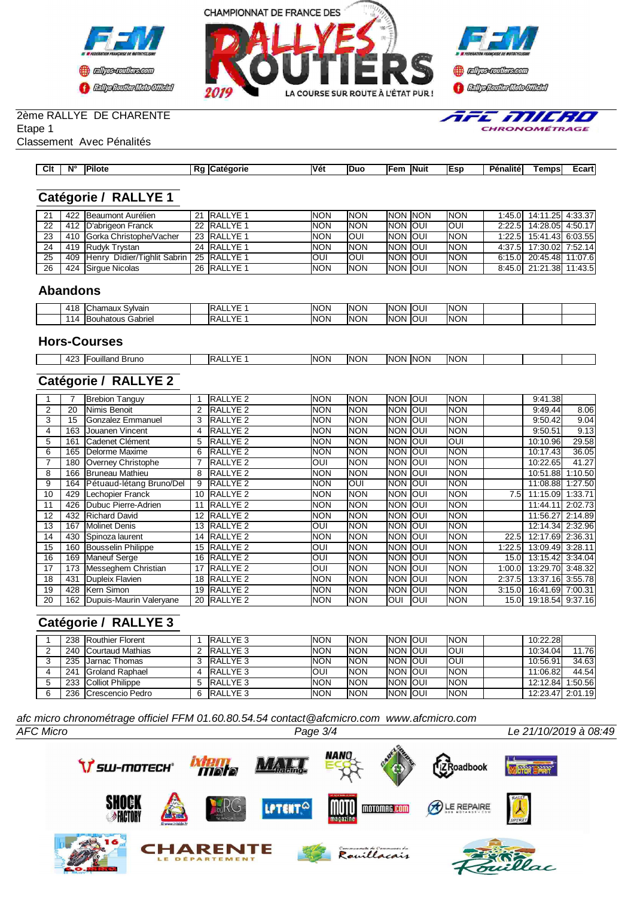CHAMPIONNAT DE FRANCE DES RALLYES ROUTIERS 2019 — LA COURSE SUR ROUTE À L'ÉTAT PUR !

2ème RALLYE DE CHARENTE
Etape 1
Classement Avec Pénalités

## Catégorie / RALLYE 1

| Clt | N° | Pilote | Rg | Catégorie | Vét | Duo | Fem | Nuit | Esp | Pénalité | Temps | Ecart |
|---|---|---|---|---|---|---|---|---|---|---|---|---|
| 21 | 422 | Beaumont Aurélien | 21 | RALLYE 1 | NON | NON | NON | NON | NON | 1:45.0 | 14:11.25 | 4:33.37 |
| 22 | 412 | D'abrigeon Franck | 22 | RALLYE 1 | NON | NON | NON | OUI | OUI | 2:22.5 | 14:28.05 | 4:50.17 |
| 23 | 410 | Gorka Christophe/Vacher | 23 | RALLYE 1 | NON | OUI | NON | OUI | NON | 1:22.5 | 15:41.43 | 6:03.55 |
| 24 | 419 | Rudyk Trystan | 24 | RALLYE 1 | NON | NON | NON | OUI | NON | 4:37.5 | 17:30.02 | 7:52.14 |
| 25 | 409 | Henry Didier/Tighlit Sabrin | 25 | RALLYE 1 | OUI | OUI | NON | OUI | NON | 6:15.0 | 20:45.48 | 11:07.6 |
| 26 | 424 | Sirgue Nicolas | 26 | RALLYE 1 | NON | NON | NON | OUI | NON | 8:45.0 | 21:21.38 | 11:43.5 |

### Abandons

| Clt | N° | Pilote | Rg | Catégorie | Vét | Duo | Fem | Nuit | Esp | Pénalité | Temps | Ecart |
|---|---|---|---|---|---|---|---|---|---|---|---|---|
| | 418 | Chamaux Sylvain | | RALLYE 1 | NON | NON | NON | OUI | NON | | | |
| | 114 | Bouhatous Gabriel | | RALLYE 1 | NON | NON | NON | OUI | NON | | | |

### Hors-Courses

| Clt | N° | Pilote | Rg | Catégorie | Vét | Duo | Fem | Nuit | Esp | Pénalité | Temps | Ecart |
|---|---|---|---|---|---|---|---|---|---|---|---|---|
| | 423 | Fouilland Bruno | | RALLYE 1 | NON | NON | NON | NON | NON | | | |

## Catégorie / RALLYE 2

| Clt | N° | Pilote | Rg | Catégorie | Vét | Duo | Fem | Nuit | Esp | Pénalité | Temps | Ecart |
|---|---|---|---|---|---|---|---|---|---|---|---|---|
| 1 | 7 | Brebion Tanguy | 1 | RALLYE 2 | NON | NON | NON | OUI | NON | | 9:41.38 | |
| 2 | 20 | Nimis Benoit | 2 | RALLYE 2 | NON | NON | NON | OUI | NON | | 9:49.44 | 8.06 |
| 3 | 15 | Gonzalez Emmanuel | 3 | RALLYE 2 | NON | NON | NON | OUI | NON | | 9:50.42 | 9.04 |
| 4 | 163 | Jouanen Vincent | 4 | RALLYE 2 | NON | NON | NON | OUI | NON | | 9:50.51 | 9.13 |
| 5 | 161 | Cadenet Clément | 5 | RALLYE 2 | NON | NON | NON | OUI | OUI | | 10:10.96 | 29.58 |
| 6 | 165 | Delorme Maxime | 6 | RALLYE 2 | NON | NON | NON | OUI | NON | | 10:17.43 | 36.05 |
| 7 | 180 | Overney Christophe | 7 | RALLYE 2 | OUI | NON | NON | OUI | NON | | 10:22.65 | 41.27 |
| 8 | 166 | Bruneau Mathieu | 8 | RALLYE 2 | NON | NON | NON | OUI | NON | | 10:51.88 | 1:10.50 |
| 9 | 164 | Pétuaud-létang Bruno/Del | 9 | RALLYE 2 | NON | OUI | NON | OUI | NON | | 11:08.88 | 1:27.50 |
| 10 | 429 | Lechopier Franck | 10 | RALLYE 2 | NON | NON | NON | OUI | NON | 7.5 | 11:15.09 | 1:33.71 |
| 11 | 426 | Dubuc Pierre-Adrien | 11 | RALLYE 2 | NON | NON | NON | OUI | NON | | 11:44.11 | 2:02.73 |
| 12 | 432 | Richard David | 12 | RALLYE 2 | NON | NON | NON | OUI | NON | | 11:56.27 | 2:14.89 |
| 13 | 167 | Molinet Denis | 13 | RALLYE 2 | OUI | NON | NON | OUI | NON | | 12:14.34 | 2:32.96 |
| 14 | 430 | Spinoza laurent | 14 | RALLYE 2 | NON | NON | NON | OUI | NON | 22.5 | 12:17.69 | 2:36.31 |
| 15 | 160 | Bousselin Philippe | 15 | RALLYE 2 | OUI | NON | NON | OUI | NON | 1:22.5 | 13:09.49 | 3:28.11 |
| 16 | 169 | Maneuf Serge | 16 | RALLYE 2 | OUI | NON | NON | OUI | NON | 15.0 | 13:15.42 | 3:34.04 |
| 17 | 173 | Messeghem Christian | 17 | RALLYE 2 | OUI | NON | NON | OUI | NON | 1:00.0 | 13:29.70 | 3:48.32 |
| 18 | 431 | Dupleix Flavien | 18 | RALLYE 2 | NON | NON | NON | OUI | NON | 2:37.5 | 13:37.16 | 3:55.78 |
| 19 | 428 | Kern Simon | 19 | RALLYE 2 | NON | NON | NON | OUI | NON | 3:15.0 | 16:41.69 | 7:00.31 |
| 20 | 162 | Dupuis-Maurin Valeryane | 20 | RALLYE 2 | NON | NON | OUI | OUI | NON | 15.0 | 19:18.54 | 9:37.16 |

## Catégorie / RALLYE 3

| Clt | N° | Pilote | Rg | Catégorie | Vét | Duo | Fem | Nuit | Esp | Pénalité | Temps | Ecart |
|---|---|---|---|---|---|---|---|---|---|---|---|---|
| 1 | 238 | Routhier Florent | 1 | RALLYE 3 | NON | NON | NON | OUI | NON | | 10:22.28 | |
| 2 | 240 | Courtaud Mathias | 2 | RALLYE 3 | NON | NON | NON | OUI | OUI | | 10:34.04 | 11.76 |
| 3 | 235 | Jarnac Thomas | 3 | RALLYE 3 | NON | NON | NON | OUI | OUI | | 10:56.91 | 34.63 |
| 4 | 241 | Groland Raphael | 4 | RALLYE 3 | OUI | NON | NON | OUI | NON | | 11:06.82 | 44.54 |
| 5 | 233 | Colliot Philippe | 5 | RALLYE 3 | NON | NON | NON | OUI | NON | | 12:12.84 | 1:50.56 |
| 6 | 236 | Crescencio Pedro | 6 | RALLYE 3 | NON | NON | NON | OUI | NON | | 12:23.47 | 2:01.19 |

*afc micro chronométrage officiel FFM 01.60.80.54.54 contact@afcmicro.com www.afcmicro.com*

AFC Micro — Le 21/10/2019 à 08:49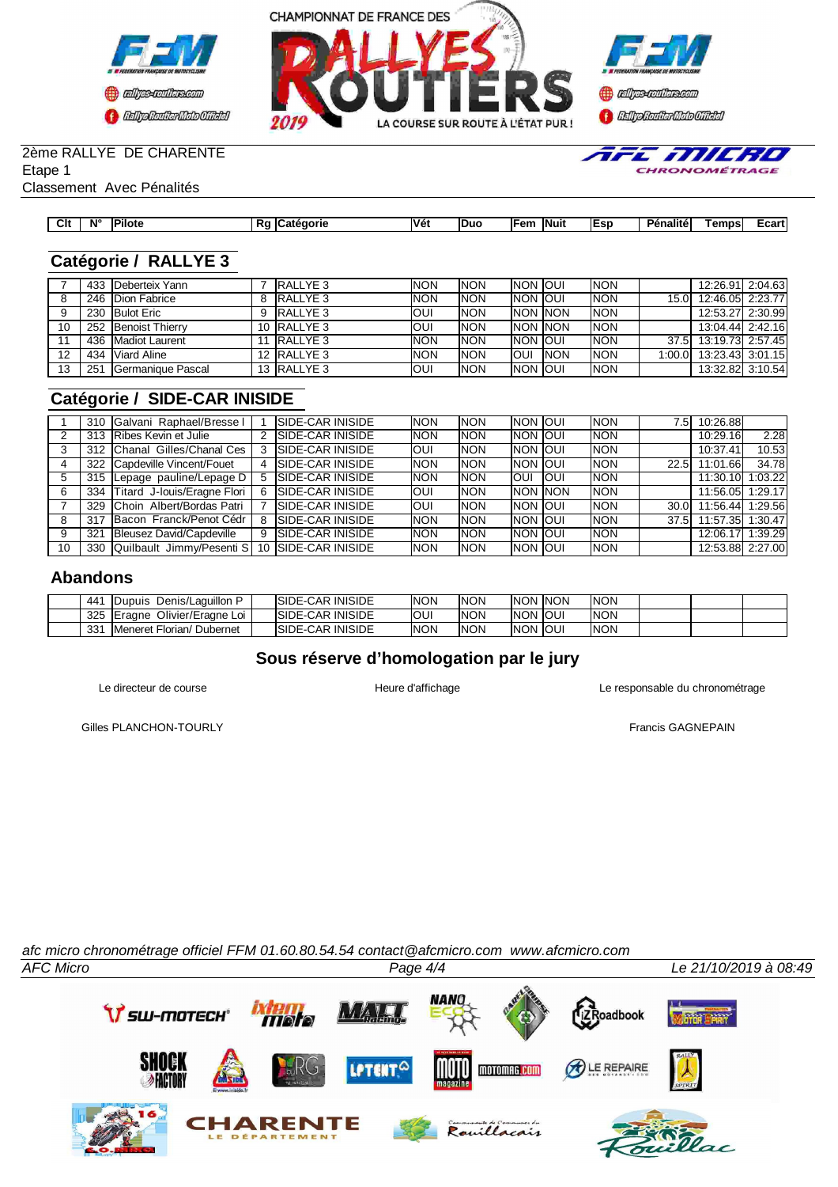CHAMPIONNAT DE FRANCE DES RALLYES ROUTIERS 2019 — LA COURSE SUR ROUTE À L'ÉTAT PUR !

2ème RALLYE DE CHARENTE
Etape 1
Classement Avec Pénalités

## Catégorie / RALLYE 3

| Clt | N° | Pilote | Rg | Catégorie | Vét | Duo | Fem | Nuit | Esp | Pénalité | Temps | Ecart |
|---|---|---|---|---|---|---|---|---|---|---|---|---|
| 7 | 433 | Deberteix Yann | 7 | RALLYE 3 | NON | NON | NON | OUI | NON | | 12:26.91 | 2:04.63 |
| 8 | 246 | Dion Fabrice | 8 | RALLYE 3 | NON | NON | NON | OUI | NON | 15.0 | 12:46.05 | 2:23.77 |
| 9 | 230 | Bulot Eric | 9 | RALLYE 3 | OUI | NON | NON | NON | NON | | 12:53.27 | 2:30.99 |
| 10 | 252 | Benoist Thierry | 10 | RALLYE 3 | OUI | NON | NON | NON | NON | | 13:04.44 | 2:42.16 |
| 11 | 436 | Madiot Laurent | 11 | RALLYE 3 | NON | NON | NON | OUI | NON | 37.5 | 13:19.73 | 2:57.45 |
| 12 | 434 | Viard Aline | 12 | RALLYE 3 | NON | NON | OUI | NON | NON | 1:00.0 | 13:23.43 | 3:01.15 |
| 13 | 251 | Germanique Pascal | 13 | RALLYE 3 | OUI | NON | NON | OUI | NON | | 13:32.82 | 3:10.54 |

## Catégorie / SIDE-CAR INISIDE

| Clt | N° | Pilote | Rg | Catégorie | Vét | Duo | Fem | Nuit | Esp | Pénalité | Temps | Ecart |
|---|---|---|---|---|---|---|---|---|---|---|---|---|
| 1 | 310 | Galvani Raphael/Bresse I | 1 | SIDE-CAR INISIDE | NON | NON | NON | OUI | NON | 7.5 | 10:26.88 | |
| 2 | 313 | Ribes Kevin et Julie | 2 | SIDE-CAR INISIDE | NON | NON | NON | OUI | NON | | 10:29.16 | 2.28 |
| 3 | 312 | Chanal Gilles/Chanal Ces | 3 | SIDE-CAR INISIDE | OUI | NON | NON | OUI | NON | | 10:37.41 | 10.53 |
| 4 | 322 | Capdeville Vincent/Fouet | 4 | SIDE-CAR INISIDE | NON | NON | NON | OUI | NON | 22.5 | 11:01.66 | 34.78 |
| 5 | 315 | Lepage pauline/Lepage D | 5 | SIDE-CAR INISIDE | NON | NON | OUI | OUI | NON | | 11:30.10 | 1:03.22 |
| 6 | 334 | Titard J-louis/Eragne Flori | 6 | SIDE-CAR INISIDE | OUI | NON | NON | NON | NON | | 11:56.05 | 1:29.17 |
| 7 | 329 | Choin Albert/Bordas Patri | 7 | SIDE-CAR INISIDE | OUI | NON | NON | OUI | NON | 30.0 | 11:56.44 | 1:29.56 |
| 8 | 317 | Bacon Franck/Penot Cédr | 8 | SIDE-CAR INISIDE | NON | NON | NON | OUI | NON | 37.5 | 11:57.35 | 1:30.47 |
| 9 | 321 | Bleusez David/Capdeville | 9 | SIDE-CAR INISIDE | NON | NON | NON | OUI | NON | | 12:06.17 | 1:39.29 |
| 10 | 330 | Quilbault Jimmy/Pesenti S | 10 | SIDE-CAR INISIDE | NON | NON | NON | OUI | NON | | 12:53.88 | 2:27.00 |

## Abandons

| Clt | N° | Pilote | Rg | Catégorie | Vét | Duo | Fem | Nuit | Esp | Pénalité | Temps | Ecart |
|---|---|---|---|---|---|---|---|---|---|---|---|---|
| | 441 | Dupuis Denis/Laguillon P | | SIDE-CAR INISIDE | NON | NON | NON | NON | NON | | | |
| | 325 | Eragne Olivier/Eragne Loi | | SIDE-CAR INISIDE | OUI | NON | NON | OUI | NON | | | |
| | 331 | Meneret Florian/ Dubernet | | SIDE-CAR INISIDE | NON | NON | NON | OUI | NON | | | |

**Sous réserve d'homologation par le jury**

Le directeur de course — Heure d'affichage — Le responsable du chronométrage

Gilles PLANCHON-TOURLY — Francis GAGNEPAIN

*afc micro chronométrage officiel FFM 01.60.80.54.54 contact@afcmicro.com www.afcmicro.com*

AFC Micro — Le 21/10/2019 à 08:49